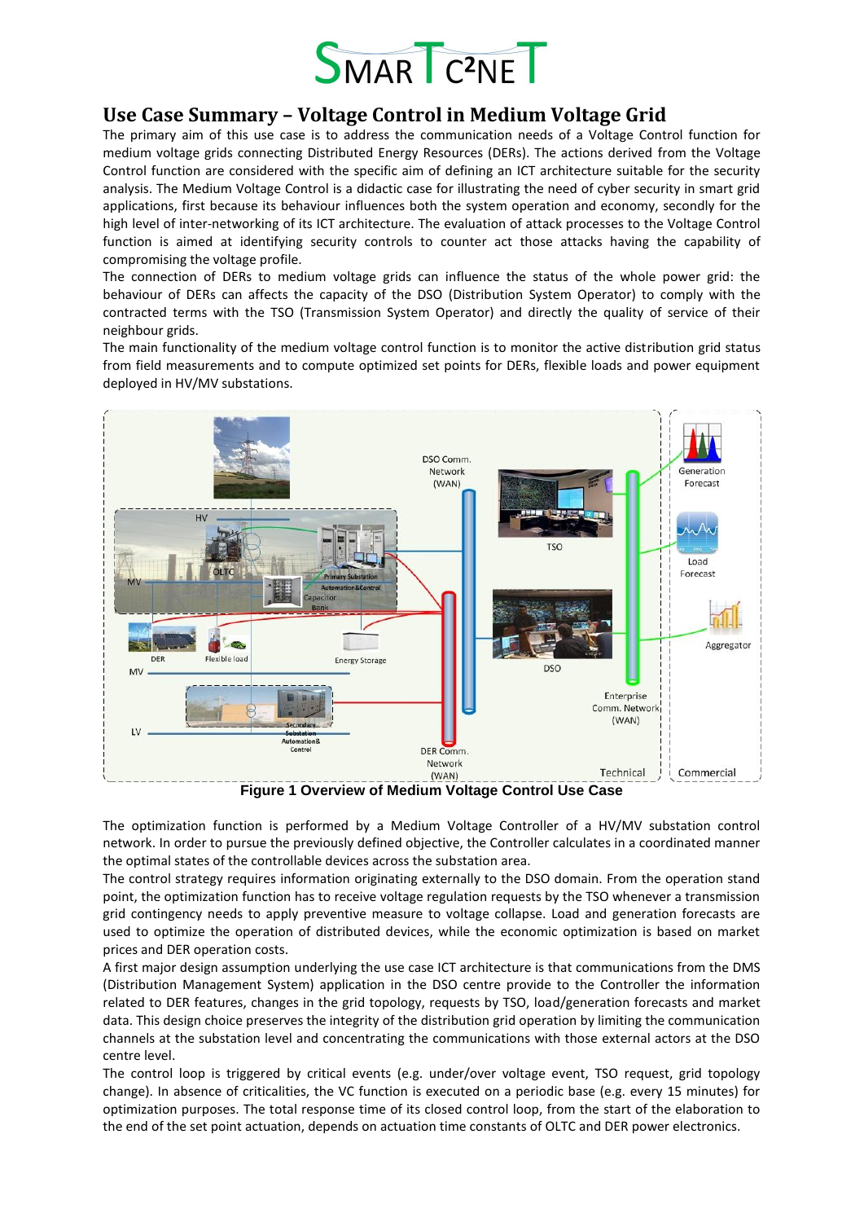# Use Case Summary – Voltage Control in Medium Voltage Grid

The primary aim of this use case is to address the communication needs of a Voltage Control function for medium voltage grids connecting Distributed Energy Resources (DERs). The actions derived from the Voltage Control function are considered with the specific aim of defining an ICT architecture suitable for the security analysis. The Medium Voltage Control is a didactic case for illustrating the need of cyber security in smart grid applications, first because its behaviour influences both the system operation and economy, secondly for the high level of inter-networking of its ICT architecture. The evaluation of attack processes to the Voltage Control function is aimed at identifying security controls to counter act those attacks having the capability of compromising the voltage profile.

The connection of DERs to medium voltage grids can influence the status of the whole power grid: the behaviour of DERs can affects the capacity of the DSO (Distribution System Operator) to comply with the contracted terms with the TSO (Transmission System Operator) and directly the quality of service of their neighbour grids.

The main functionality of the medium voltage control function is to monitor the active distribution grid status from field measurements and to compute optimized set points for DERs, flexible loads and power equipment deployed in HV/MV substations.

**Figure 1 Overview of Medium Voltage Control Use Case**

The optimization function is performed by a Medium Voltage Controller of a HV/MV substation control network. In order to pursue the previously defined objective, the Controller calculates in a coordinated manner the optimal states of the controllable devices across the substation area.

The control strategy requires information originating externally to the DSO domain. From the operation stand point, the optimization function has to receive voltage regulation requests by the TSO whenever a transmission grid contingency needs to apply preventive measure to voltage collapse. Load and generation forecasts are used to optimize the operation of distributed devices, while the economic optimization is based on market prices and DER operation costs.

A first major design assumption underlying the use case ICT architecture is that communications from the DMS (Distribution Management System) application in the DSO centre provide to the Controller the information related to DER features, changes in the grid topology, requests by TSO, load/generation forecasts and market data. This design choice preserves the integrity of the distribution grid operation by limiting the communication channels at the substation level and concentrating the communications with those external actors at the DSO centre level.

The control loop is triggered by critical events (e.g. under/over voltage event, TSO request, grid topology change). In absence of criticalities, the VC function is executed on a periodic base (e.g. every 15 minutes) for optimization purposes. The total response time of its closed control loop, from the start of the elaboration to the end of the set point actuation, depends on actuation time constants of OLTC and DER power electronics.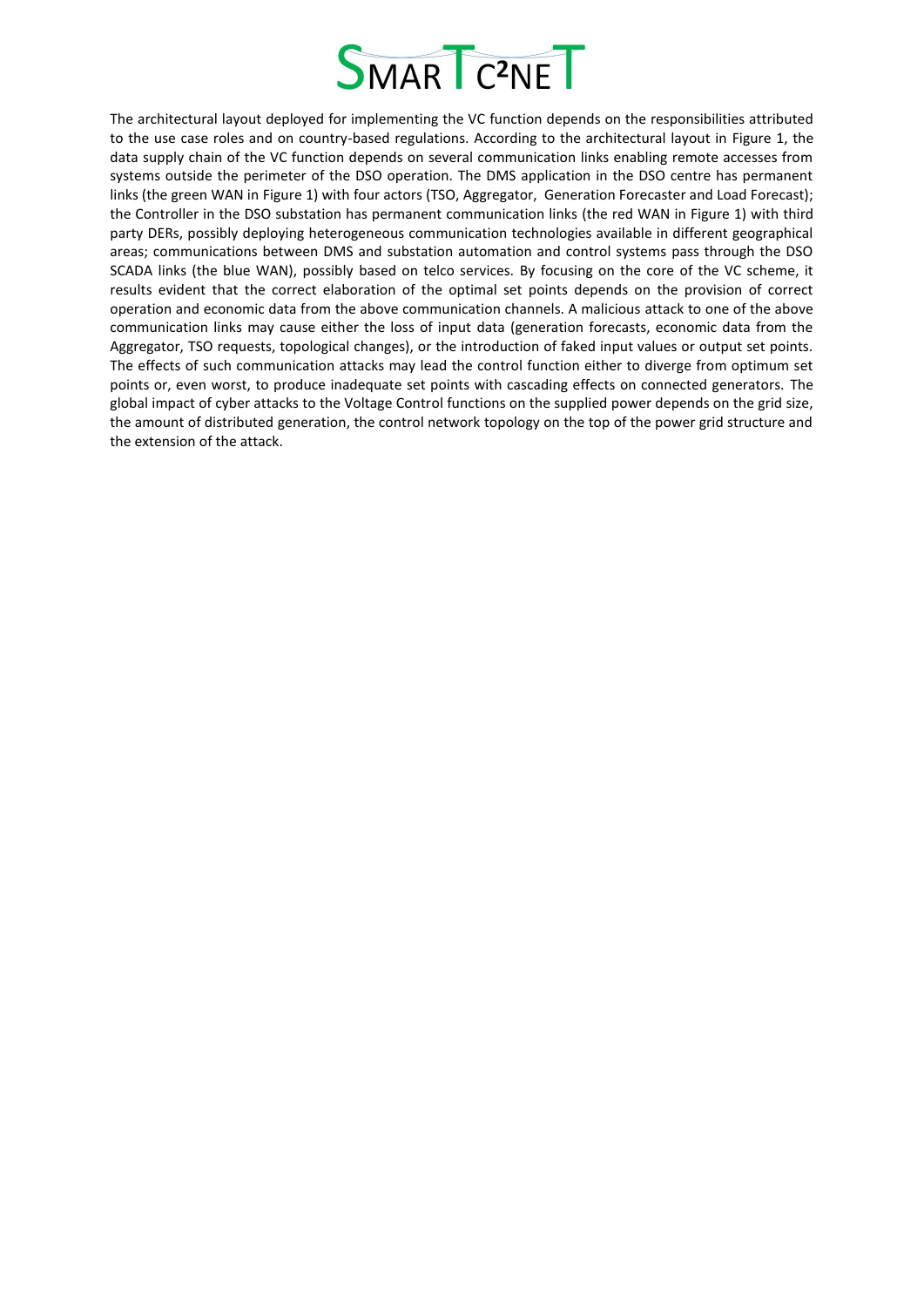The architectural layout deployed for implementing the VC function depends on the responsibilities attributed to the use case roles and on country-based regulations. According to the architectural layout in Figure 1, the data supply chain of the VC function depends on several communication links enabling remote accesses from systems outside the perimeter of the DSO operation. The DMS application in the DSO centre has permanent links (the green WAN in Figure 1) with four actors (TSO, Aggregator, Generation Forecaster and Load Forecast); the Controller in the DSO substation has permanent communication links (the red WAN in Figure 1) with third party DERs, possibly deploying heterogeneous communication technologies available in different geographical areas; communications between DMS and substation automation and control systems pass through the DSO SCADA links (the blue WAN), possibly based on telco services. By focusing on the core of the VC scheme, it results evident that the correct elaboration of the optimal set points depends on the provision of correct operation and economic data from the above communication channels. A malicious attack to one of the above communication links may cause either the loss of input data (generation forecasts, economic data from the Aggregator, TSO requests, topological changes), or the introduction of faked input values or output set points. The effects of such communication attacks may lead the control function either to diverge from optimum set points or, even worst, to produce inadequate set points with cascading effects on connected generators. The global impact of cyber attacks to the Voltage Control functions on the supplied power depends on the grid size, the amount of distributed generation, the control network topology on the top of the power grid structure and the extension of the attack.